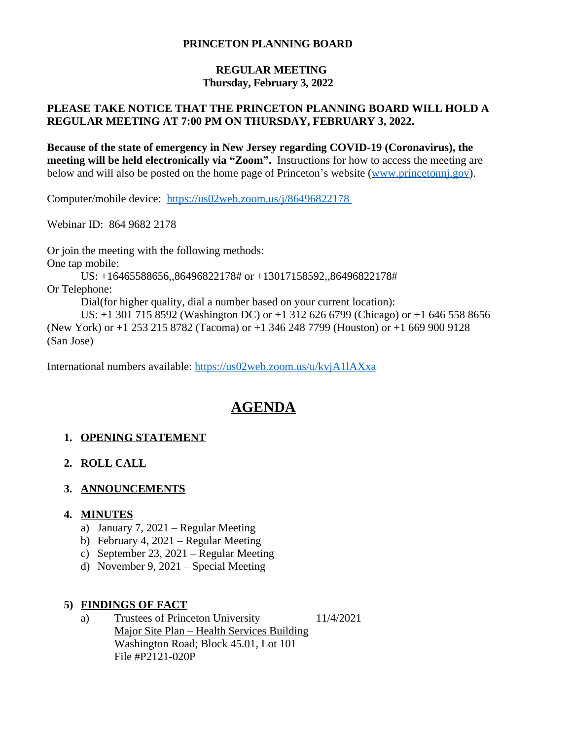**PRINCETON PLANNING BOARD**

**REGULAR MEETING**
**Thursday, February 3, 2022**

**PLEASE TAKE NOTICE THAT THE PRINCETON PLANNING BOARD WILL HOLD A REGULAR MEETING AT 7:00 PM ON THURSDAY, FEBRUARY 3, 2022.**

**Because of the state of emergency in New Jersey regarding COVID-19 (Coronavirus), the meeting will be held electronically via "Zoom".** Instructions for how to access the meeting are below and will also be posted on the home page of Princeton's website (www.princetonnj.gov).

Computer/mobile device: https://us02web.zoom.us/j/86496822178

Webinar ID: 864 9682 2178

Or join the meeting with the following methods:
One tap mobile:
US: +16465588656,,86496822178# or +13017158592,,86496822178#
Or Telephone:
Dial(for higher quality, dial a number based on your current location):
US: +1 301 715 8592 (Washington DC) or +1 312 626 6799 (Chicago) or +1 646 558 8656 (New York) or +1 253 215 8782 (Tacoma) or +1 346 248 7799 (Houston) or +1 669 900 9128 (San Jose)

International numbers available: https://us02web.zoom.us/u/kvjA1lAXxa

# AGENDA

1. **OPENING STATEMENT**

2. **ROLL CALL**

3. **ANNOUNCEMENTS**

4. **MINUTES**
   a) January 7, 2021 – Regular Meeting
   b) February 4, 2021 – Regular Meeting
   c) September 23, 2021 – Regular Meeting
   d) November 9, 2021 – Special Meeting

5) **FINDINGS OF FACT**
   a) Trustees of Princeton University 11/4/2021
      Major Site Plan – Health Services Building
      Washington Road; Block 45.01, Lot 101
      File #P2121-020P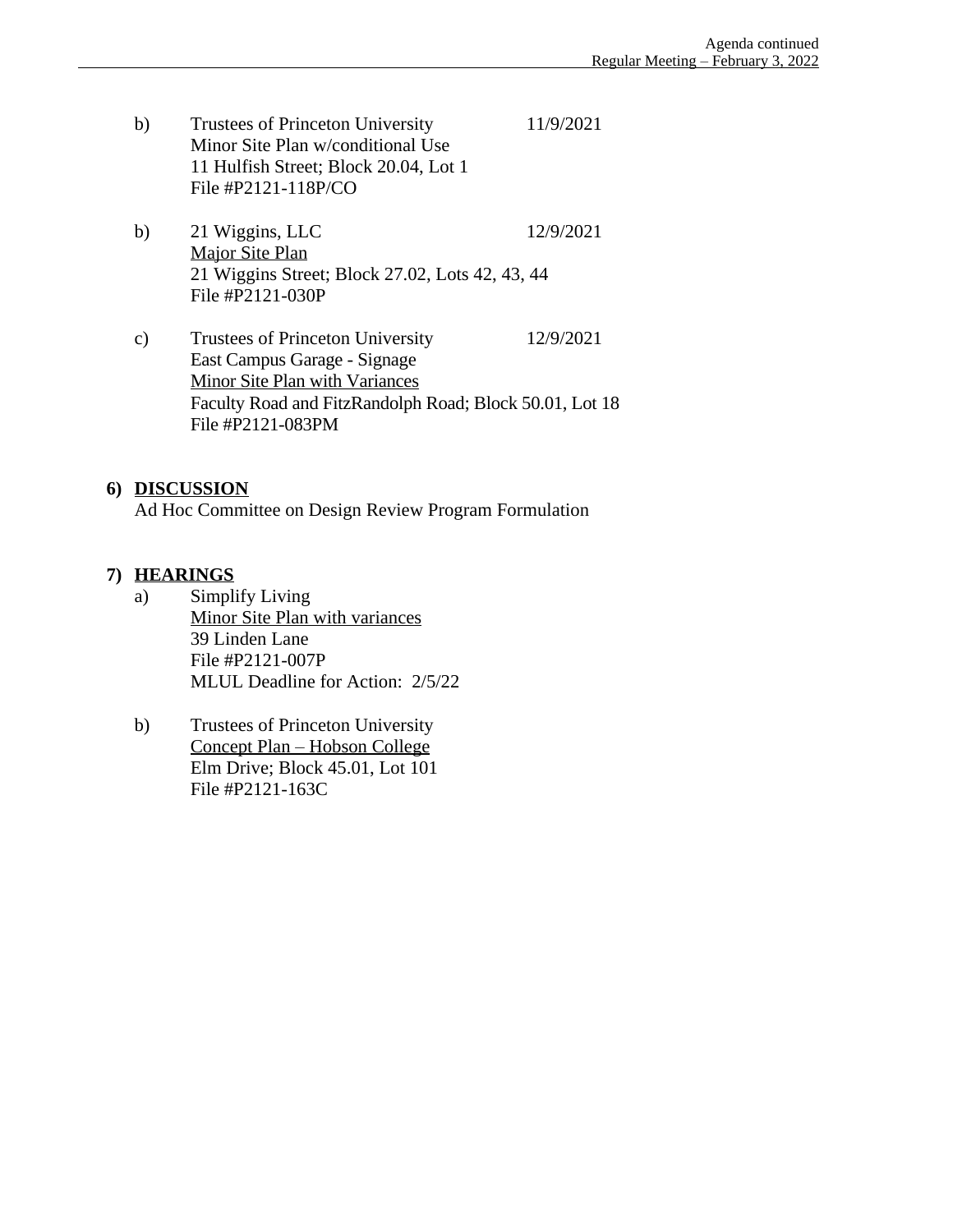b) Trustees of Princeton University 11/9/2021
Minor Site Plan w/conditional Use
11 Hulfish Street; Block 20.04, Lot 1
File #P2121-118P/CO

b) 21 Wiggins, LLC 12/9/2021
Major Site Plan
21 Wiggins Street; Block 27.02, Lots 42, 43, 44
File #P2121-030P

c) Trustees of Princeton University 12/9/2021
East Campus Garage - Signage
Minor Site Plan with Variances
Faculty Road and FitzRandolph Road; Block 50.01, Lot 18
File #P2121-083PM

## 6) DISCUSSION

Ad Hoc Committee on Design Review Program Formulation

## 7) HEARINGS

a) Simplify Living
Minor Site Plan with variances
39 Linden Lane
File #P2121-007P
MLUL Deadline for Action: 2/5/22

b) Trustees of Princeton University
Concept Plan – Hobson College
Elm Drive; Block 45.01, Lot 101
File #P2121-163C